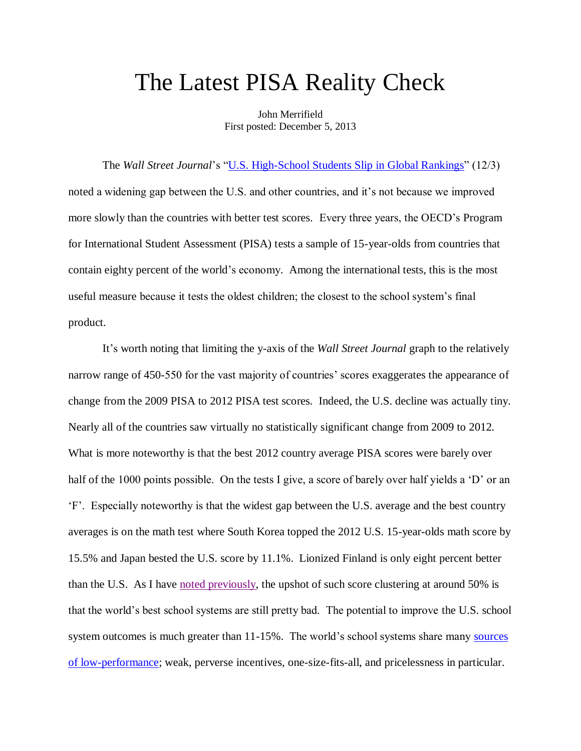# The Latest PISA Reality Check

John Merrifield
First posted: December 5, 2013

The *Wall Street Journal*'s "[U.S. High-School Students Slip in Global Rankings]" (12/3) noted a widening gap between the U.S. and other countries, and it's not because we improved more slowly than the countries with better test scores. Every three years, the OECD's Program for International Student Assessment (PISA) tests a sample of 15-year-olds from countries that contain eighty percent of the world's economy. Among the international tests, this is the most useful measure because it tests the oldest children; the closest to the school system's final product.

It's worth noting that limiting the y-axis of the *Wall Street Journal* graph to the relatively narrow range of 450-550 for the vast majority of countries' scores exaggerates the appearance of change from the 2009 PISA to 2012 PISA test scores. Indeed, the U.S. decline was actually tiny. Nearly all of the countries saw virtually no statistically significant change from 2009 to 2012. What is more noteworthy is that the best 2012 country average PISA scores were barely over half of the 1000 points possible. On the tests I give, a score of barely over half yields a 'D' or an 'F'. Especially noteworthy is that the widest gap between the U.S. average and the best country averages is on the math test where South Korea topped the 2012 U.S. 15-year-olds math score by 15.5% and Japan bested the U.S. score by 11.1%. Lionized Finland is only eight percent better than the U.S. As I have noted previously, the upshot of such score clustering at around 50% is that the world's best school systems are still pretty bad. The potential to improve the U.S. school system outcomes is much greater than 11-15%. The world's school systems share many sources of low-performance; weak, perverse incentives, one-size-fits-all, and pricelessness in particular.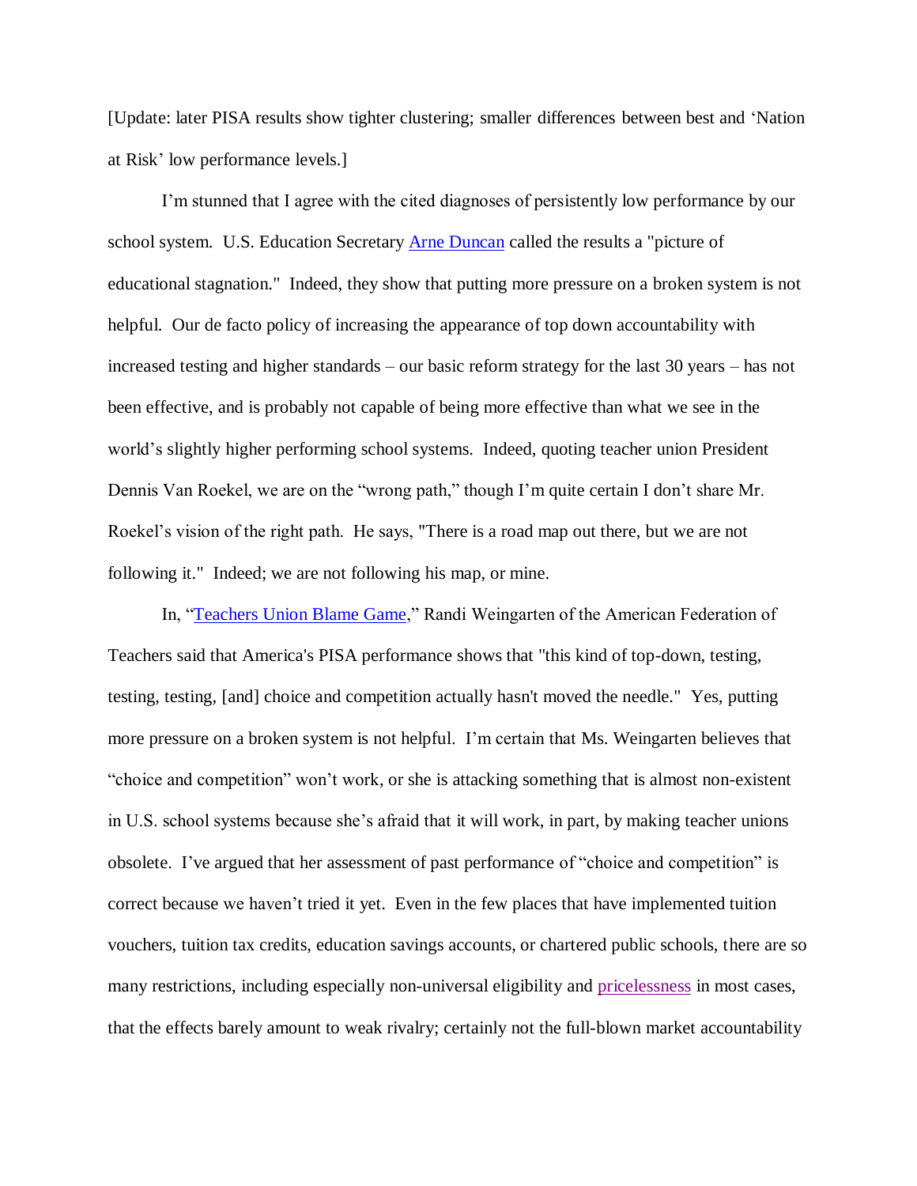[Update: later PISA results show tighter clustering; smaller differences between best and 'Nation at Risk' low performance levels.]

I'm stunned that I agree with the cited diagnoses of persistently low performance by our school system. U.S. Education Secretary Arne Duncan called the results a "picture of educational stagnation." Indeed, they show that putting more pressure on a broken system is not helpful. Our de facto policy of increasing the appearance of top down accountability with increased testing and higher standards – our basic reform strategy for the last 30 years – has not been effective, and is probably not capable of being more effective than what we see in the world's slightly higher performing school systems. Indeed, quoting teacher union President Dennis Van Roekel, we are on the "wrong path," though I'm quite certain I don't share Mr. Roekel's vision of the right path. He says, "There is a road map out there, but we are not following it." Indeed; we are not following his map, or mine.

In, "Teachers Union Blame Game," Randi Weingarten of the American Federation of Teachers said that America's PISA performance shows that "this kind of top-down, testing, testing, testing, [and] choice and competition actually hasn't moved the needle." Yes, putting more pressure on a broken system is not helpful. I'm certain that Ms. Weingarten believes that "choice and competition" won't work, or she is attacking something that is almost non-existent in U.S. school systems because she's afraid that it will work, in part, by making teacher unions obsolete. I've argued that her assessment of past performance of "choice and competition" is correct because we haven't tried it yet. Even in the few places that have implemented tuition vouchers, tuition tax credits, education savings accounts, or chartered public schools, there are so many restrictions, including especially non-universal eligibility and pricelessness in most cases, that the effects barely amount to weak rivalry; certainly not the full-blown market accountability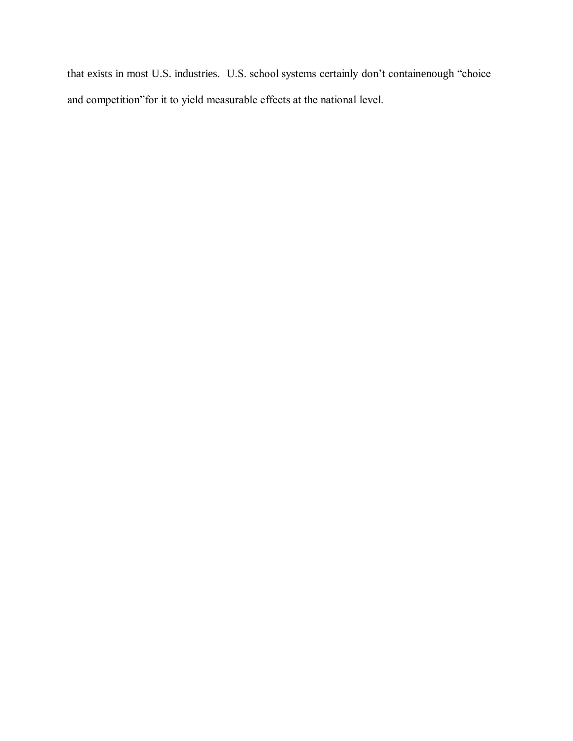that exists in most U.S. industries. U.S. school systems certainly don't containenough "choice and competition"for it to yield measurable effects at the national level.